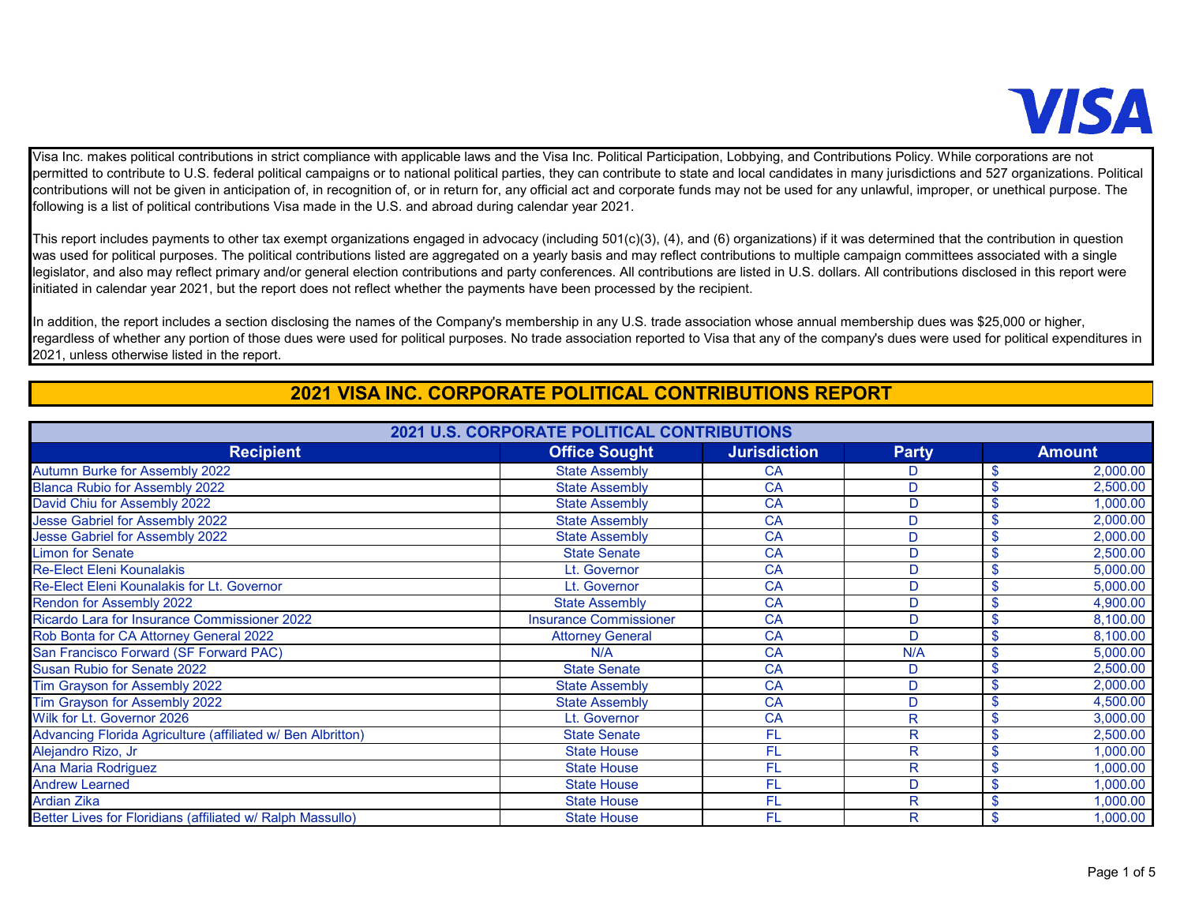Visa Inc. makes political contributions in strict compliance with applicable laws and the Visa Inc. Political Participation, Lobbying, and Contributions Policy. While corporations are not permitted to contribute to U.S. federal political campaigns or to national political parties, they can contribute to state and local candidates in many jurisdictions and 527 organizations. Political contributions will not be given in anticipation of, in recognition of, or in return for, any official act and corporate funds may not be used for any unlawful, improper, or unethical purpose. The following is a list of political contributions Visa made in the U.S. and abroad during calendar year 2021.

This report includes payments to other tax exempt organizations engaged in advocacy (including 501(c)(3), (4), and (6) organizations) if it was determined that the contribution in question was used for political purposes. The political contributions listed are aggregated on a yearly basis and may reflect contributions to multiple campaign committees associated with a single legislator, and also may reflect primary and/or general election contributions and party conferences. All contributions are listed in U.S. dollars. All contributions disclosed in this report were initiated in calendar year 2021, but the report does not reflect whether the payments have been processed by the recipient.

In addition, the report includes a section disclosing the names of the Company's membership in any U.S. trade association whose annual membership dues was $25,000 or higher, regardless of whether any portion of those dues were used for political purposes. No trade association reported to Visa that any of the company's dues were used for political expenditures in 2021, unless otherwise listed in the report.

# 2021 VISA INC. CORPORATE POLITICAL CONTRIBUTIONS REPORT

## 2021 U.S. CORPORATE POLITICAL CONTRIBUTIONS

| Recipient | Office Sought | Jurisdiction | Party | Amount |
|---|---|---|---|---|
| Autumn Burke for Assembly 2022 | State Assembly | CA | D | $ 2,000.00 |
| Blanca Rubio for Assembly 2022 | State Assembly | CA | D | $ 2,500.00 |
| David Chiu for Assembly 2022 | State Assembly | CA | D | $ 1,000.00 |
| Jesse Gabriel for Assembly 2022 | State Assembly | CA | D | $ 2,000.00 |
| Jesse Gabriel for Assembly 2022 | State Assembly | CA | D | $ 2,000.00 |
| Limon for Senate | State Senate | CA | D | $ 2,500.00 |
| Re-Elect Eleni Kounalakis | Lt. Governor | CA | D | $ 5,000.00 |
| Re-Elect Eleni Kounalakis for Lt. Governor | Lt. Governor | CA | D | $ 5,000.00 |
| Rendon for Assembly 2022 | State Assembly | CA | D | $ 4,900.00 |
| Ricardo Lara for Insurance Commissioner 2022 | Insurance Commissioner | CA | D | $ 8,100.00 |
| Rob Bonta for CA Attorney General 2022 | Attorney General | CA | D | $ 8,100.00 |
| San Francisco Forward (SF Forward PAC) | N/A | CA | N/A | $ 5,000.00 |
| Susan Rubio for Senate 2022 | State Senate | CA | D | $ 2,500.00 |
| Tim Grayson for Assembly 2022 | State Assembly | CA | D | $ 2,000.00 |
| Tim Grayson for Assembly 2022 | State Assembly | CA | D | $ 4,500.00 |
| Wilk for Lt. Governor 2026 | Lt. Governor | CA | R | $ 3,000.00 |
| Advancing Florida Agriculture (affiliated w/ Ben Albritton) | State Senate | FL | R | $ 2,500.00 |
| Alejandro Rizo, Jr | State House | FL | R | $ 1,000.00 |
| Ana Maria Rodriguez | State House | FL | R | $ 1,000.00 |
| Andrew Learned | State House | FL | D | $ 1,000.00 |
| Ardian Zika | State House | FL | R | $ 1,000.00 |
| Better Lives for Floridians (affiliated w/ Ralph Massullo) | State House | FL | R | $ 1,000.00 |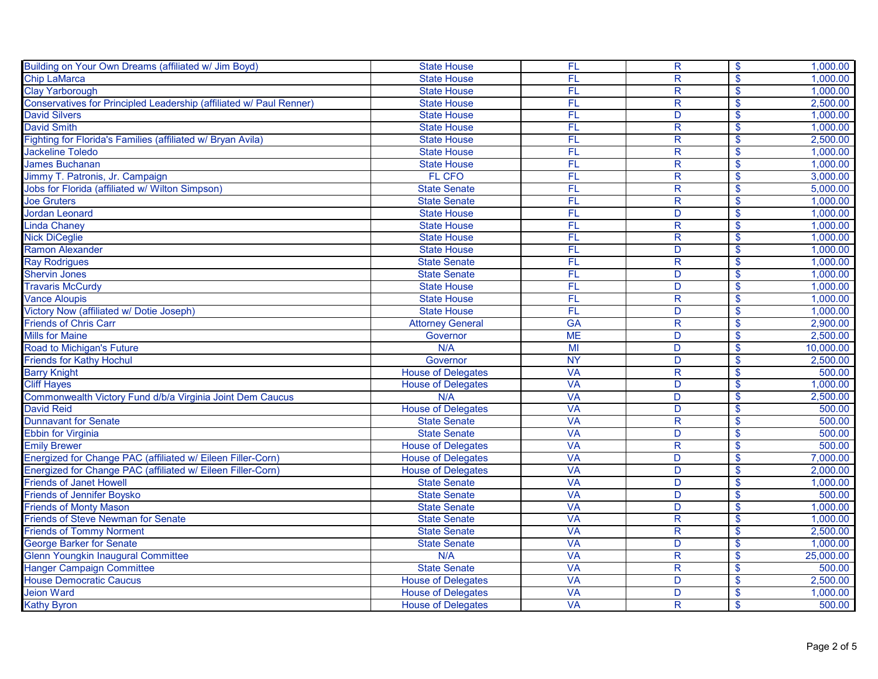| | | | | | |
|---|---|---|---|---|---|
| Building on Your Own Dreams (affiliated w/ Jim Boyd) | State House | FL | R | $ | 1,000.00 |
| Chip LaMarca | State House | FL | R | $ | 1,000.00 |
| Clay Yarborough | State House | FL | R | $ | 1,000.00 |
| Conservatives for Principled Leadership (affiliated w/ Paul Renner) | State House | FL | R | $ | 2,500.00 |
| David Silvers | State House | FL | D | $ | 1,000.00 |
| David Smith | State House | FL | R | $ | 1,000.00 |
| Fighting for Florida's Families (affiliated w/ Bryan Avila) | State House | FL | R | $ | 2,500.00 |
| Jackeline Toledo | State House | FL | R | $ | 1,000.00 |
| James Buchanan | State House | FL | R | $ | 1,000.00 |
| Jimmy T. Patronis, Jr. Campaign | FL CFO | FL | R | $ | 3,000.00 |
| Jobs for Florida (affiliated w/ Wilton Simpson) | State Senate | FL | R | $ | 5,000.00 |
| Joe Gruters | State Senate | FL | R | $ | 1,000.00 |
| Jordan Leonard | State House | FL | D | $ | 1,000.00 |
| Linda Chaney | State House | FL | R | $ | 1,000.00 |
| Nick DiCeglie | State House | FL | R | $ | 1,000.00 |
| Ramon Alexander | State House | FL | D | $ | 1,000.00 |
| Ray Rodrigues | State Senate | FL | R | $ | 1,000.00 |
| Shervin Jones | State Senate | FL | D | $ | 1,000.00 |
| Travaris McCurdy | State House | FL | D | $ | 1,000.00 |
| Vance Aloupis | State House | FL | R | $ | 1,000.00 |
| Victory Now (affiliated w/ Dotie Joseph) | State House | FL | D | $ | 1,000.00 |
| Friends of Chris Carr | Attorney General | GA | R | $ | 2,900.00 |
| Mills for Maine | Governor | ME | D | $ | 2,500.00 |
| Road to Michigan's Future | N/A | MI | D | $ | 10,000.00 |
| Friends for Kathy Hochul | Governor | NY | D | $ | 2,500.00 |
| Barry Knight | House of Delegates | VA | R | $ | 500.00 |
| Cliff Hayes | House of Delegates | VA | D | $ | 1,000.00 |
| Commonwealth Victory Fund d/b/a Virginia Joint Dem Caucus | N/A | VA | D | $ | 2,500.00 |
| David Reid | House of Delegates | VA | D | $ | 500.00 |
| Dunnavant for Senate | State Senate | VA | R | $ | 500.00 |
| Ebbin for Virginia | State Senate | VA | D | $ | 500.00 |
| Emily Brewer | House of Delegates | VA | R | $ | 500.00 |
| Energized for Change PAC (affiliated w/ Eileen Filler-Corn) | House of Delegates | VA | D | $ | 7,000.00 |
| Energized for Change PAC (affiliated w/ Eileen Filler-Corn) | House of Delegates | VA | D | $ | 2,000.00 |
| Friends of Janet Howell | State Senate | VA | D | $ | 1,000.00 |
| Friends of Jennifer Boysko | State Senate | VA | D | $ | 500.00 |
| Friends of Monty Mason | State Senate | VA | D | $ | 1,000.00 |
| Friends of Steve Newman for Senate | State Senate | VA | R | $ | 1,000.00 |
| Friends of Tommy Norment | State Senate | VA | R | $ | 2,500.00 |
| George Barker for Senate | State Senate | VA | D | $ | 1,000.00 |
| Glenn Youngkin Inaugural Committee | N/A | VA | R | $ | 25,000.00 |
| Hanger Campaign Committee | State Senate | VA | R | $ | 500.00 |
| House Democratic Caucus | House of Delegates | VA | D | $ | 2,500.00 |
| Jeion Ward | House of Delegates | VA | D | $ | 1,000.00 |
| Kathy Byron | House of Delegates | VA | R | $ | 500.00 |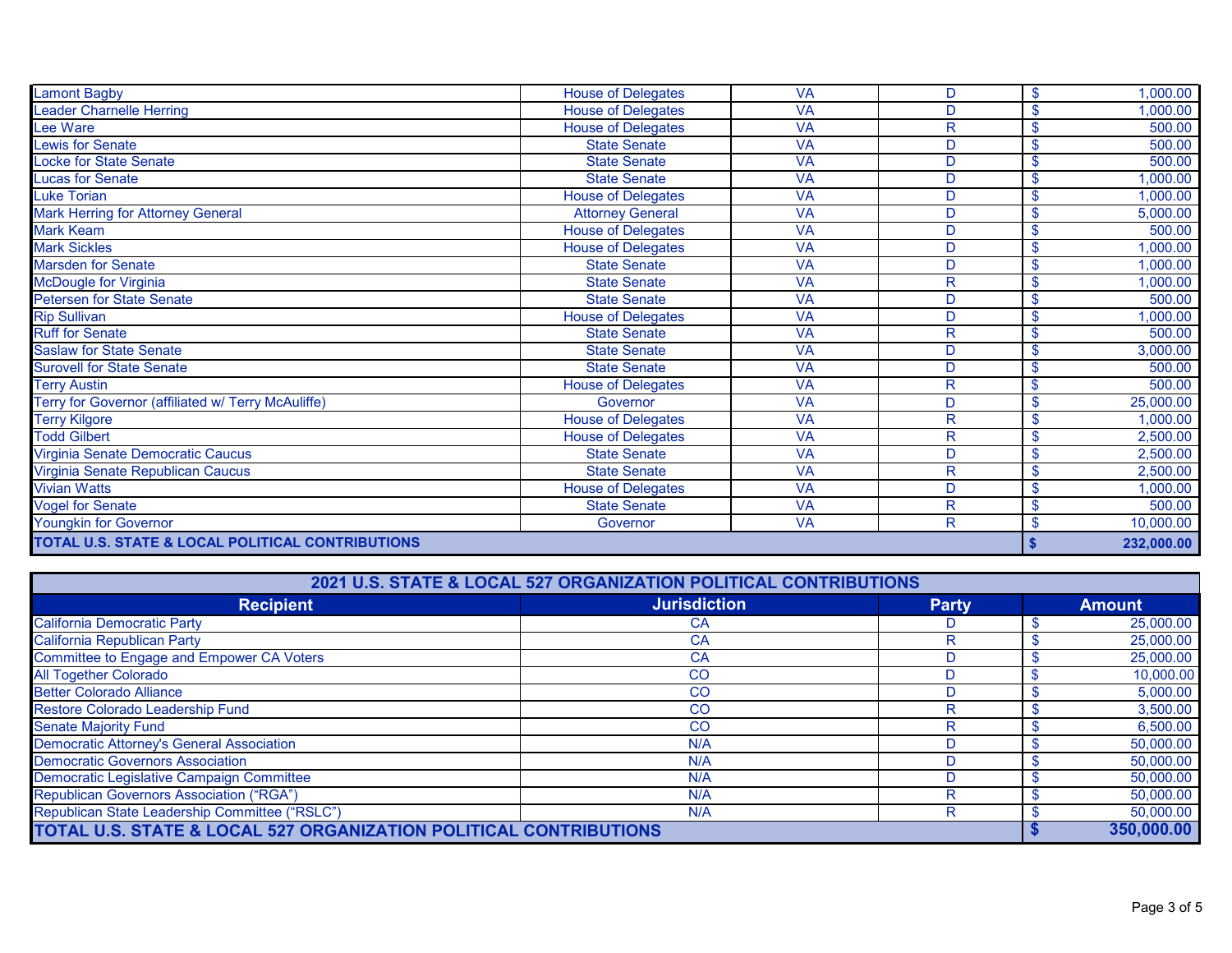| Recipient | Office | Jurisdiction | Party | Amount |
| --- | --- | --- | --- | --- |
| Lamont Bagby | House of Delegates | VA | D | $ 1,000.00 |
| Leader Charnelle Herring | House of Delegates | VA | D | $ 1,000.00 |
| Lee Ware | House of Delegates | VA | R | $ 500.00 |
| Lewis for Senate | State Senate | VA | D | $ 500.00 |
| Locke for State Senate | State Senate | VA | D | $ 500.00 |
| Lucas for Senate | State Senate | VA | D | $ 1,000.00 |
| Luke Torian | House of Delegates | VA | D | $ 1,000.00 |
| Mark Herring for Attorney General | Attorney General | VA | D | $ 5,000.00 |
| Mark Keam | House of Delegates | VA | D | $ 500.00 |
| Mark Sickles | House of Delegates | VA | D | $ 1,000.00 |
| Marsden for Senate | State Senate | VA | D | $ 1,000.00 |
| McDougle for Virginia | State Senate | VA | R | $ 1,000.00 |
| Petersen for State Senate | State Senate | VA | D | $ 500.00 |
| Rip Sullivan | House of Delegates | VA | D | $ 1,000.00 |
| Ruff for Senate | State Senate | VA | R | $ 500.00 |
| Saslaw for State Senate | State Senate | VA | D | $ 3,000.00 |
| Surovell for State Senate | State Senate | VA | D | $ 500.00 |
| Terry Austin | House of Delegates | VA | R | $ 500.00 |
| Terry for Governor (affiliated w/ Terry McAuliffe) | Governor | VA | D | $ 25,000.00 |
| Terry Kilgore | House of Delegates | VA | R | $ 1,000.00 |
| Todd Gilbert | House of Delegates | VA | R | $ 2,500.00 |
| Virginia Senate Democratic Caucus | State Senate | VA | D | $ 2,500.00 |
| Virginia Senate Republican Caucus | State Senate | VA | R | $ 2,500.00 |
| Vivian Watts | House of Delegates | VA | D | $ 1,000.00 |
| Vogel for Senate | State Senate | VA | R | $ 500.00 |
| Youngkin for Governor | Governor | VA | R | $ 10,000.00 |
| **TOTAL U.S. STATE & LOCAL POLITICAL CONTRIBUTIONS** | | | | **$ 232,000.00** |

## 2021 U.S. STATE & LOCAL 527 ORGANIZATION POLITICAL CONTRIBUTIONS

| Recipient | Jurisdiction | Party | Amount |
| --- | --- | --- | --- |
| California Democratic Party | CA | D | $ 25,000.00 |
| California Republican Party | CA | R | $ 25,000.00 |
| Committee to Engage and Empower CA Voters | CA | D | $ 25,000.00 |
| All Together Colorado | CO | D | $ 10,000.00 |
| Better Colorado Alliance | CO | D | $ 5,000.00 |
| Restore Colorado Leadership Fund | CO | R | $ 3,500.00 |
| Senate Majority Fund | CO | R | $ 6,500.00 |
| Democratic Attorney's General Association | N/A | D | $ 50,000.00 |
| Democratic Governors Association | N/A | D | $ 50,000.00 |
| Democratic Legislative Campaign Committee | N/A | D | $ 50,000.00 |
| Republican Governors Association ("RGA") | N/A | R | $ 50,000.00 |
| Republican State Leadership Committee ("RSLC") | N/A | R | $ 50,000.00 |
| **TOTAL U.S. STATE & LOCAL 527 ORGANIZATION POLITICAL CONTRIBUTIONS** | | | **$ 350,000.00** |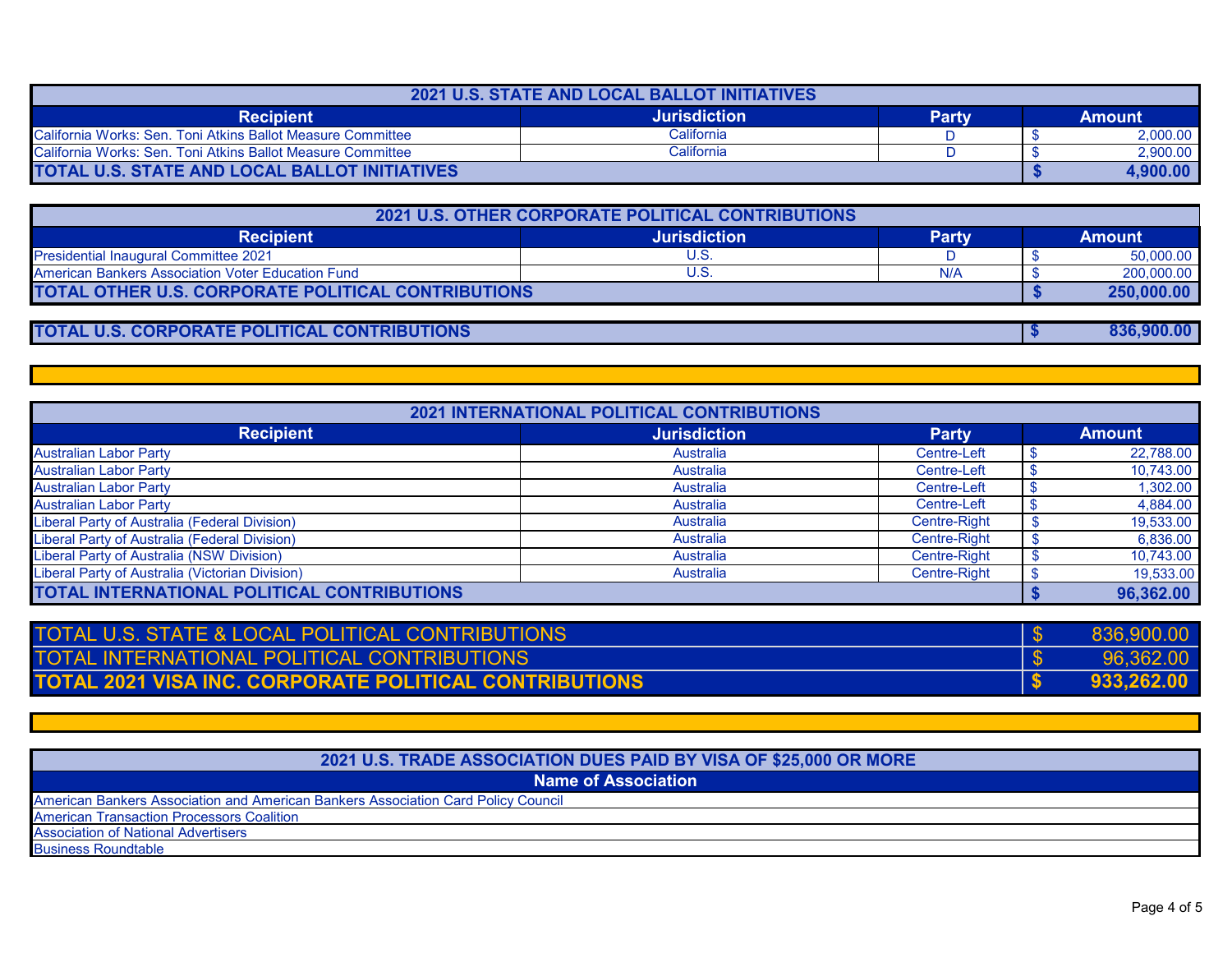| 2021 U.S. STATE AND LOCAL BALLOT INITIATIVES | | | |
|---|---|---|---|
| **Recipient** | **Jurisdiction** | **Party** | **Amount** |
| California Works: Sen. Toni Atkins Ballot Measure Committee | California | D | $ 2,000.00 |
| California Works: Sen. Toni Atkins Ballot Measure Committee | California | D | $ 2,900.00 |
| **TOTAL U.S. STATE AND LOCAL BALLOT INITIATIVES** | | | **$ 4,900.00** |

| 2021 U.S. OTHER CORPORATE POLITICAL CONTRIBUTIONS | | | |
|---|---|---|---|
| **Recipient** | **Jurisdiction** | **Party** | **Amount** |
| Presidential Inaugural Committee 2021 | U.S. | D | $ 50,000.00 |
| American Bankers Association Voter Education Fund | U.S. | N/A | $ 200,000.00 |
| **TOTAL OTHER U.S. CORPORATE POLITICAL CONTRIBUTIONS** | | | **$ 250,000.00** |

| **TOTAL U.S. CORPORATE POLITICAL CONTRIBUTIONS** | **$ 836,900.00** |
|---|---|

| 2021 INTERNATIONAL POLITICAL CONTRIBUTIONS | | | |
|---|---|---|---|
| **Recipient** | **Jurisdiction** | **Party** | **Amount** |
| Australian Labor Party | Australia | Centre-Left | $ 22,788.00 |
| Australian Labor Party | Australia | Centre-Left | $ 10,743.00 |
| Australian Labor Party | Australia | Centre-Left | $ 1,302.00 |
| Australian Labor Party | Australia | Centre-Left | $ 4,884.00 |
| Liberal Party of Australia (Federal Division) | Australia | Centre-Right | $ 19,533.00 |
| Liberal Party of Australia (Federal Division) | Australia | Centre-Right | $ 6,836.00 |
| Liberal Party of Australia (NSW Division) | Australia | Centre-Right | $ 10,743.00 |
| Liberal Party of Australia (Victorian Division) | Australia | Centre-Right | $ 19,533.00 |
| **TOTAL INTERNATIONAL POLITICAL CONTRIBUTIONS** | | | **$ 96,362.00** |

| TOTAL U.S. STATE & LOCAL POLITICAL CONTRIBUTIONS | $ 836,900.00 |
|---|---|
| TOTAL INTERNATIONAL POLITICAL CONTRIBUTIONS | $ 96,362.00 |
| **TOTAL 2021 VISA INC. CORPORATE POLITICAL CONTRIBUTIONS** | **$ 933,262.00** |

| 2021 U.S. TRADE ASSOCIATION DUES PAID BY VISA OF $25,000 OR MORE |
|---|
| **Name of Association** |
| American Bankers Association and American Bankers Association Card Policy Council |
| American Transaction Processors Coalition |
| Association of National Advertisers |
| Business Roundtable |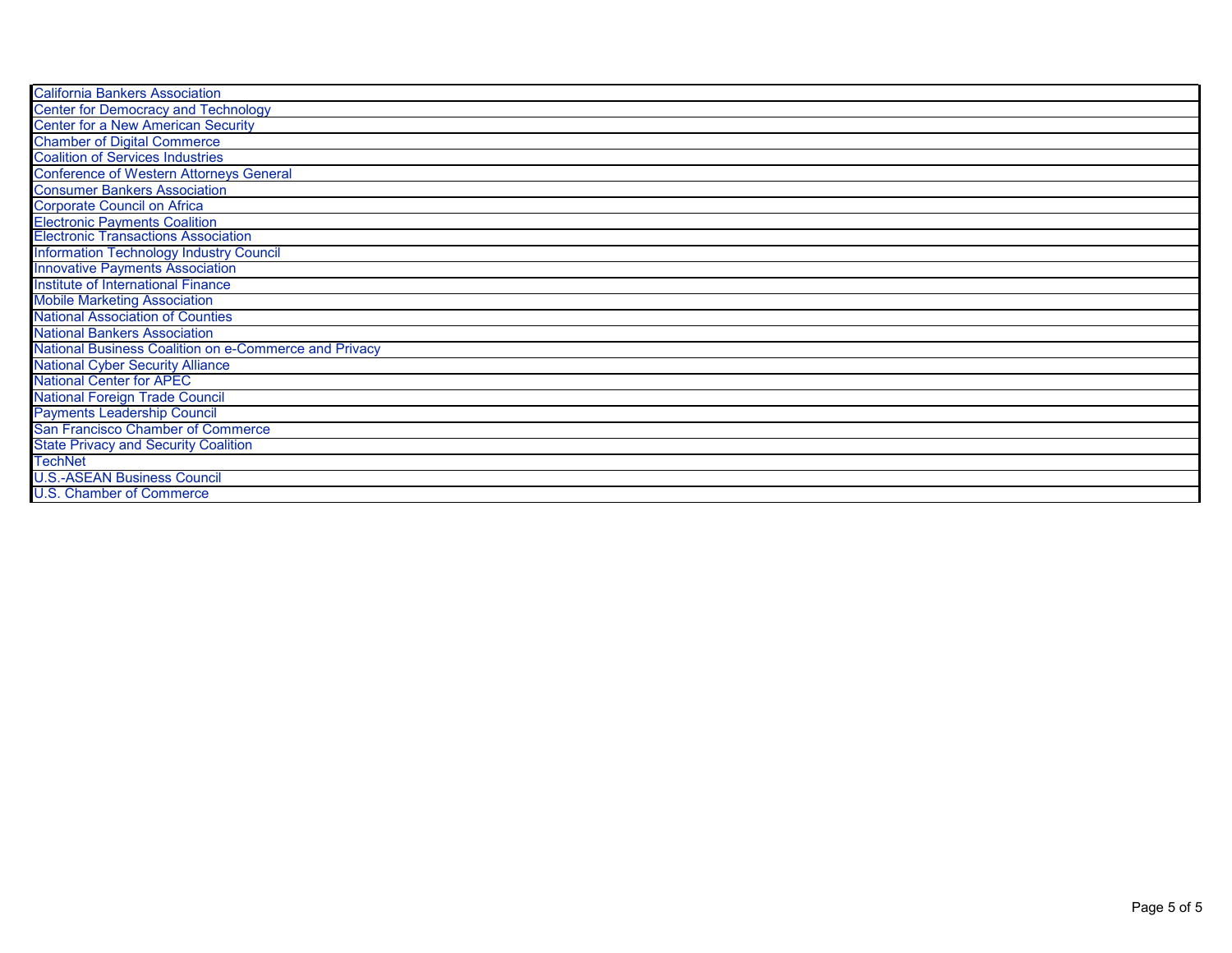| |
|---|
| California Bankers Association |
| Center for Democracy and Technology |
| Center for a New American Security |
| Chamber of Digital Commerce |
| Coalition of Services Industries |
| Conference of Western Attorneys General |
| Consumer Bankers Association |
| Corporate Council on Africa |
| Electronic Payments Coalition |
| Electronic Transactions Association |
| Information Technology Industry Council |
| Innovative Payments Association |
| Institute of International Finance |
| Mobile Marketing Association |
| National Association of Counties |
| National Bankers Association |
| National Business Coalition on e-Commerce and Privacy |
| National Cyber Security Alliance |
| National Center for APEC |
| National Foreign Trade Council |
| Payments Leadership Council |
| San Francisco Chamber of Commerce |
| State Privacy and Security Coalition |
| TechNet |
| U.S.-ASEAN Business Council |
| U.S. Chamber of Commerce |